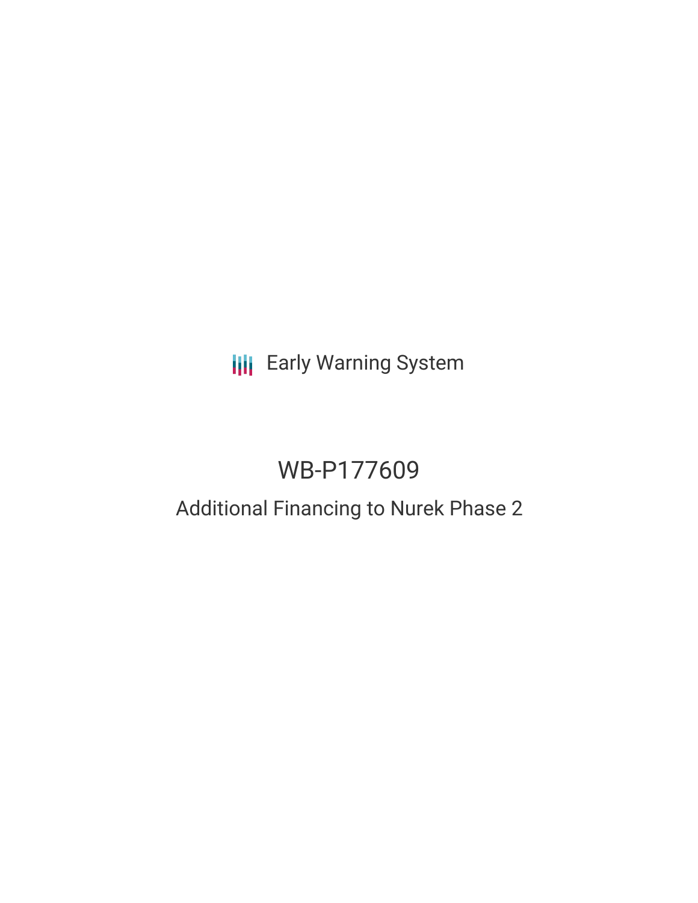Early Warning System

# WB-P177609

## Additional Financing to Nurek Phase 2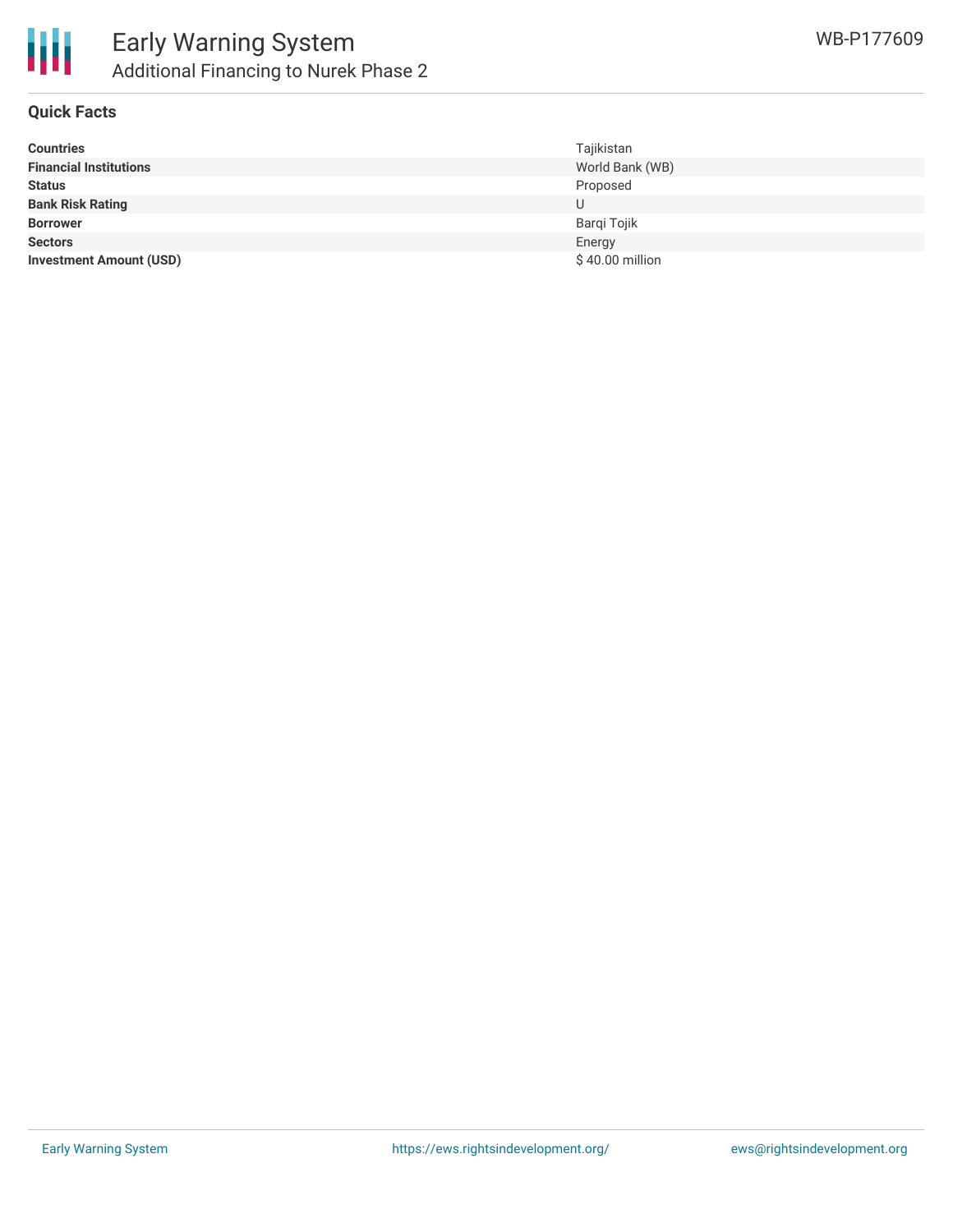# Early Warning System

## Additional Financing to Nurek Phase 2

WB-P177609

### Quick Facts

| | |
|---|---|
| **Countries** | Tajikistan |
| **Financial Institutions** | World Bank (WB) |
| **Status** | Proposed |
| **Bank Risk Rating** | U |
| **Borrower** | Barqi Tojik |
| **Sectors** | Energy |
| **Investment Amount (USD)** | $ 40.00 million |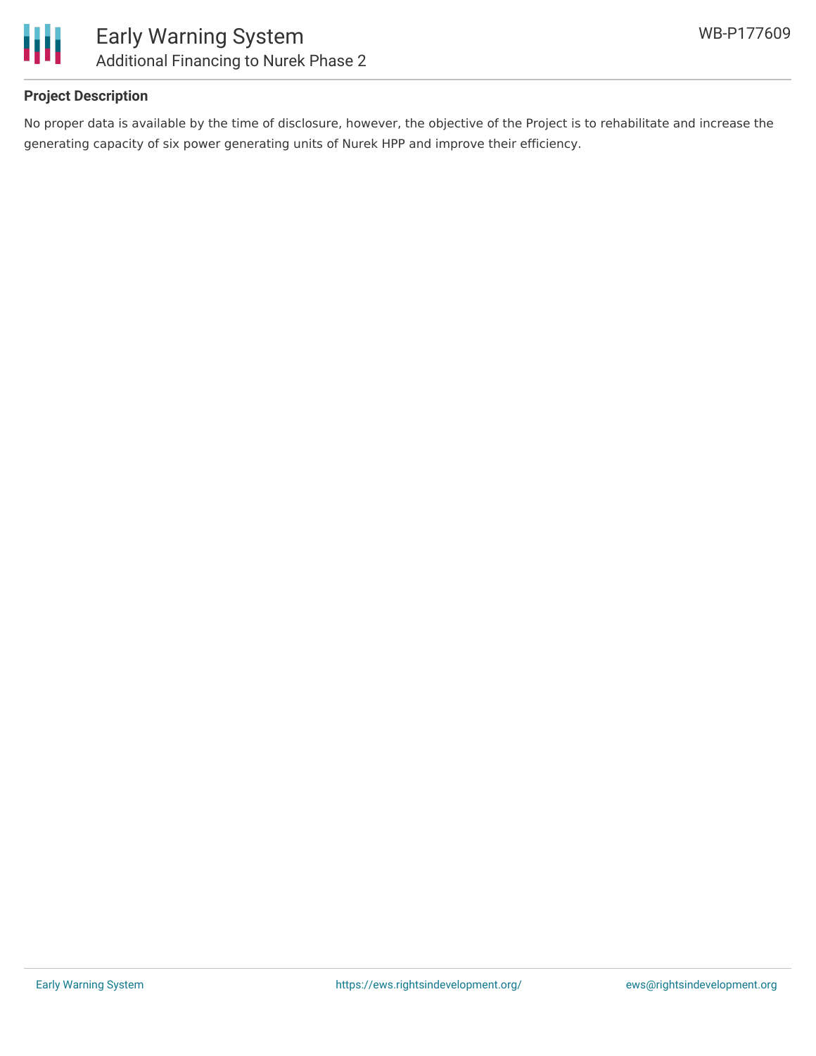**Project Description**

No proper data is available by the time of disclosure, however, the objective of the Project is to rehabilitate and increase the generating capacity of six power generating units of Nurek HPP and improve their efficiency.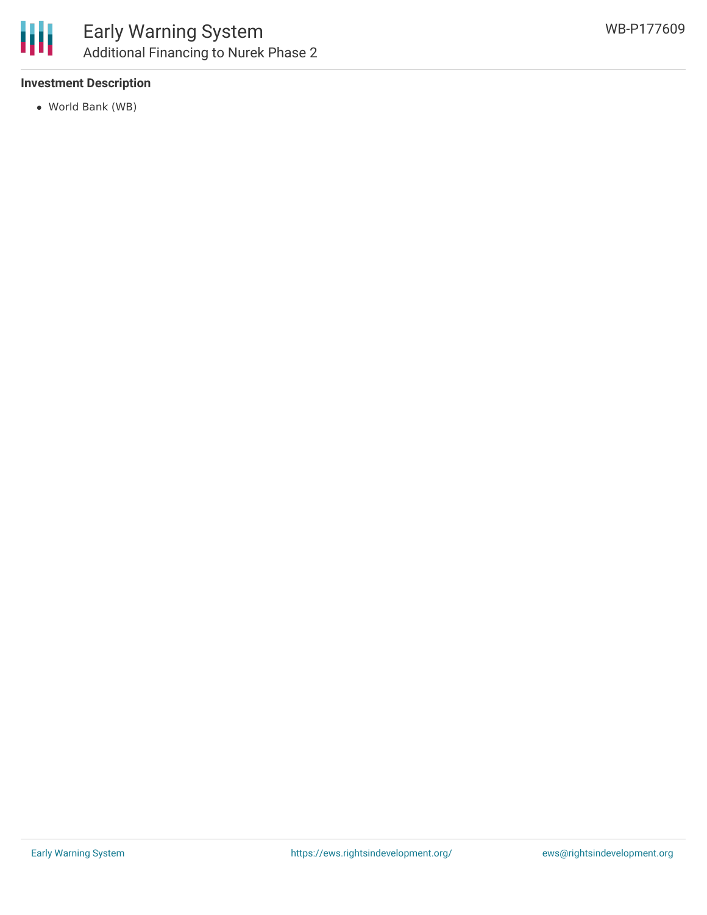**Investment Description**

- World Bank (WB)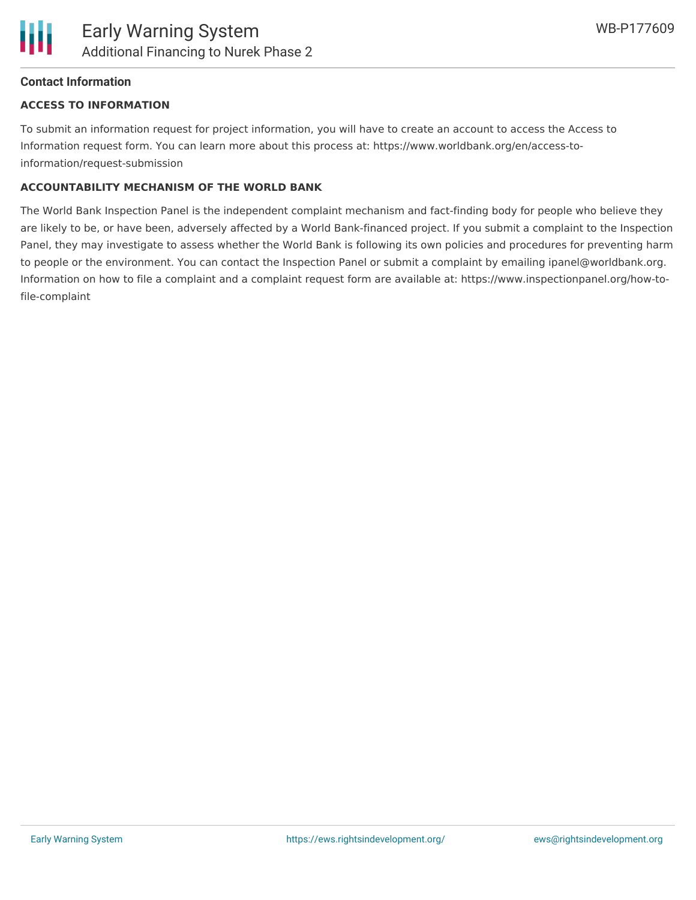**Contact Information**

**ACCESS TO INFORMATION**

To submit an information request for project information, you will have to create an account to access the Access to Information request form. You can learn more about this process at: https://www.worldbank.org/en/access-to-information/request-submission

**ACCOUNTABILITY MECHANISM OF THE WORLD BANK**

The World Bank Inspection Panel is the independent complaint mechanism and fact-finding body for people who believe they are likely to be, or have been, adversely affected by a World Bank-financed project. If you submit a complaint to the Inspection Panel, they may investigate to assess whether the World Bank is following its own policies and procedures for preventing harm to people or the environment. You can contact the Inspection Panel or submit a complaint by emailing ipanel@worldbank.org. Information on how to file a complaint and a complaint request form are available at: https://www.inspectionpanel.org/how-to-file-complaint